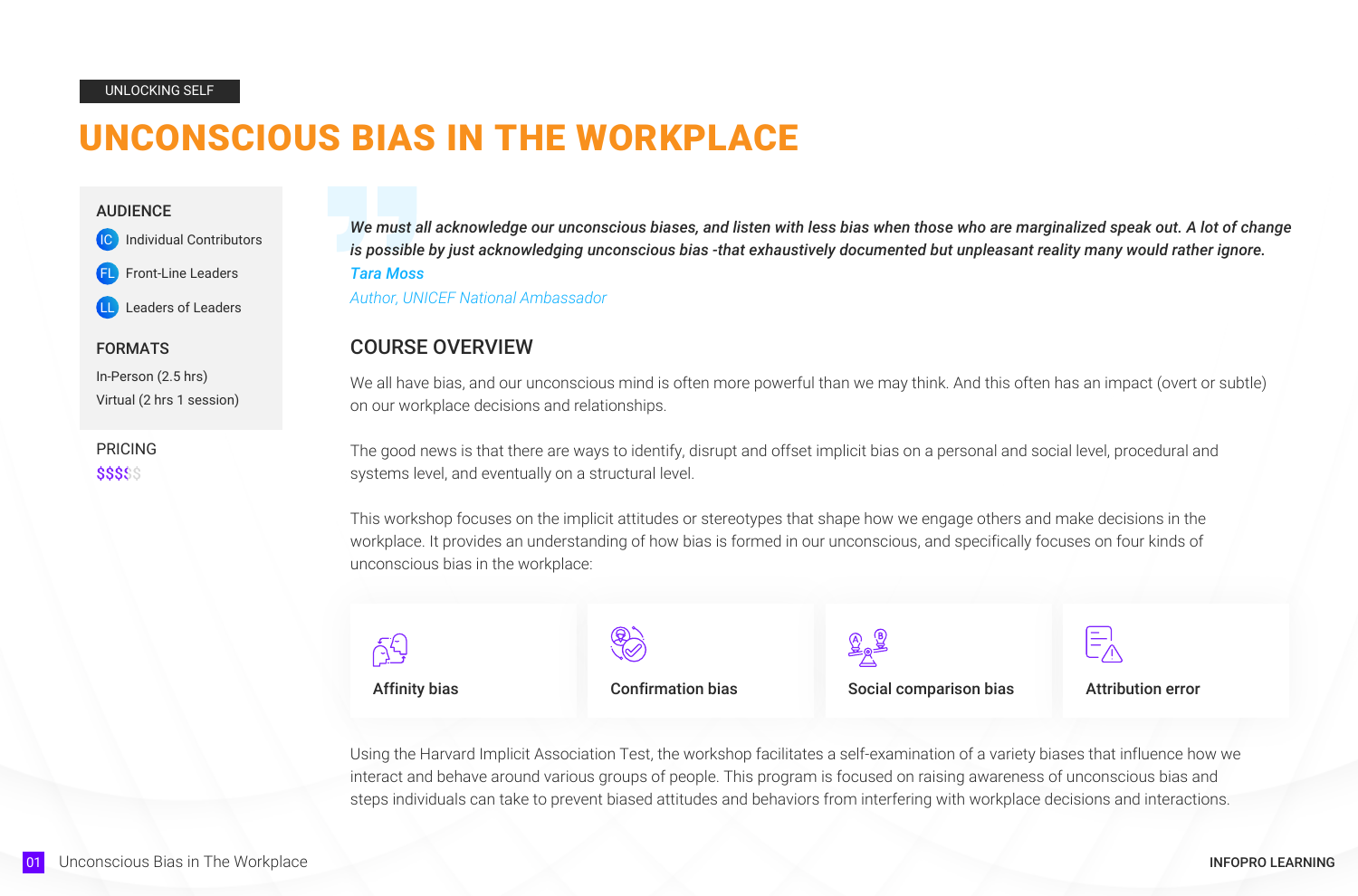UNLOCKING SELF

# UNCONSCIOUS BIAS IN THE WORKPLACE

**AUDIENCE**

- IC Individual Contributors
- FL Front-Line Leaders
- LL Leaders of Leaders

**FORMATS**

In-Person (2.5 hrs)
Virtual (2 hrs 1 session)

**PRICING**

$$$$$

> ***We must all acknowledge our unconscious biases, and listen with less bias when those who are marginalized speak out. A lot of change is possible by just acknowledging unconscious bias -that exhaustively documented but unpleasant reality many would rather ignore.***
>
> *Tara Moss*
>
> *Author, UNICEF National Ambassador*

## COURSE OVERVIEW

We all have bias, and our unconscious mind is often more powerful than we may think. And this often has an impact (overt or subtle) on our workplace decisions and relationships.

The good news is that there are ways to identify, disrupt and offset implicit bias on a personal and social level, procedural and systems level, and eventually on a structural level.

This workshop focuses on the implicit attitudes or stereotypes that shape how we engage others and make decisions in the workplace. It provides an understanding of how bias is formed in our unconscious, and specifically focuses on four kinds of unconscious bias in the workplace:

- **Affinity bias**
- **Confirmation bias**
- **Social comparison bias**
- **Attribution error**

Using the Harvard Implicit Association Test, the workshop facilitates a self-examination of a variety biases that influence how we interact and behave around various groups of people. This program is focused on raising awareness of unconscious bias and steps individuals can take to prevent biased attitudes and behaviors from interfering with workplace decisions and interactions.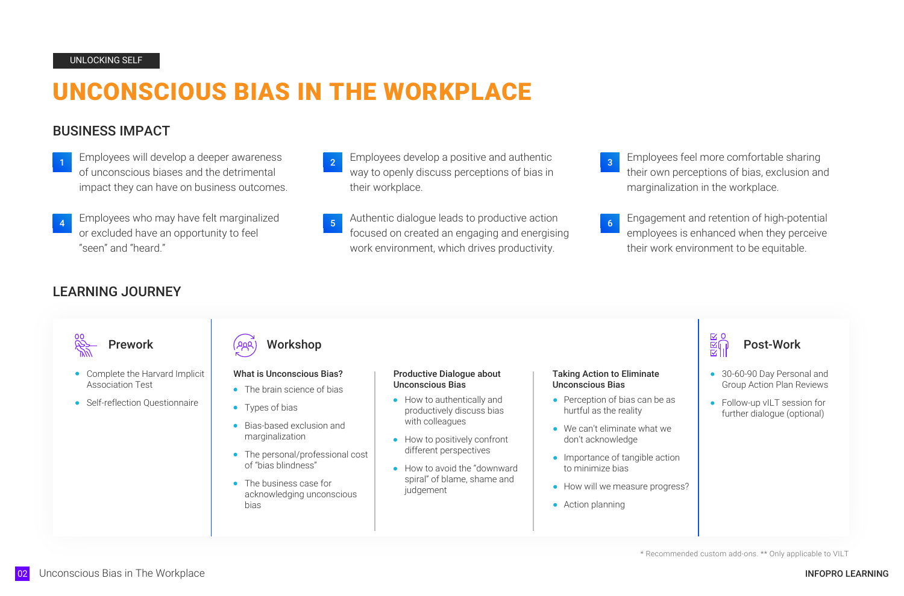UNLOCKING SELF

# UNCONSCIOUS BIAS IN THE WORKPLACE

## BUSINESS IMPACT

1. Employees will develop a deeper awareness of unconscious biases and the detrimental impact they can have on business outcomes.
2. Employees develop a positive and authentic way to openly discuss perceptions of bias in their workplace.
3. Employees feel more comfortable sharing their own perceptions of bias, exclusion and marginalization in the workplace.
4. Employees who may have felt marginalized or excluded have an opportunity to feel "seen" and "heard."
5. Authentic dialogue leads to productive action focused on created an engaging and energising work environment, which drives productivity.
6. Engagement and retention of high-potential employees is enhanced when they perceive their work environment to be equitable.

## LEARNING JOURNEY

### Prework

- Complete the Harvard Implicit Association Test
- Self-reflection Questionnaire

### Workshop

**What is Unconscious Bias?**

- The brain science of bias
- Types of bias
- Bias-based exclusion and marginalization
- The personal/professional cost of "bias blindness"
- The business case for acknowledging unconscious bias

**Productive Dialogue about Unconscious Bias**

- How to authentically and productively discuss bias with colleagues
- How to positively confront different perspectives
- How to avoid the "downward spiral" of blame, shame and judgement

**Taking Action to Eliminate Unconscious Bias**

- Perception of bias can be as hurtful as the reality
- We can't eliminate what we don't acknowledge
- Importance of tangible action to minimize bias
- How will we measure progress?
- Action planning

### Post-Work

- 30-60-90 Day Personal and Group Action Plan Reviews
- Follow-up vILT session for further dialogue (optional)

* Recommended custom add-ons. ** Only applicable to VILT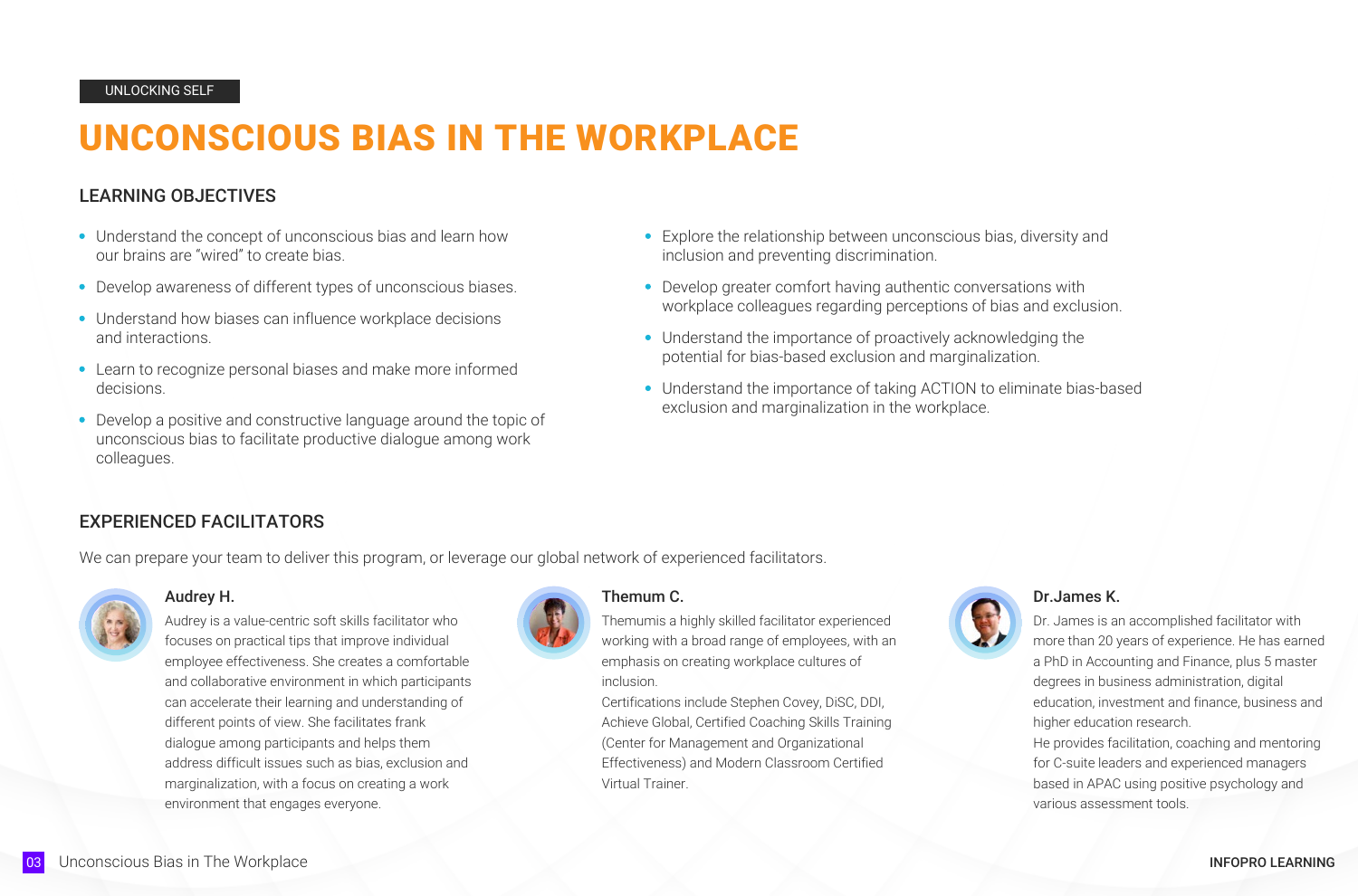UNLOCKING SELF

# UNCONSCIOUS BIAS IN THE WORKPLACE

## LEARNING OBJECTIVES

- Understand the concept of unconscious bias and learn how our brains are "wired" to create bias.
- Develop awareness of different types of unconscious biases.
- Understand how biases can influence workplace decisions and interactions.
- Learn to recognize personal biases and make more informed decisions.
- Develop a positive and constructive language around the topic of unconscious bias to facilitate productive dialogue among work colleagues.
- Explore the relationship between unconscious bias, diversity and inclusion and preventing discrimination.
- Develop greater comfort having authentic conversations with workplace colleagues regarding perceptions of bias and exclusion.
- Understand the importance of proactively acknowledging the potential for bias-based exclusion and marginalization.
- Understand the importance of taking ACTION to eliminate bias-based exclusion and marginalization in the workplace.

## EXPERIENCED FACILITATORS

We can prepare your team to deliver this program, or leverage our global network of experienced facilitators.

### Audrey H.

Audrey is a value-centric soft skills facilitator who focuses on practical tips that improve individual employee effectiveness. She creates a comfortable and collaborative environment in which participants can accelerate their learning and understanding of different points of view. She facilitates frank dialogue among participants and helps them address difficult issues such as bias, exclusion and marginalization, with a focus on creating a work environment that engages everyone.

### Themum C.

Themumis a highly skilled facilitator experienced working with a broad range of employees, with an emphasis on creating workplace cultures of inclusion.

Certifications include Stephen Covey, DiSC, DDI, Achieve Global, Certified Coaching Skills Training (Center for Management and Organizational Effectiveness) and Modern Classroom Certified Virtual Trainer.

### Dr.James K.

Dr. James is an accomplished facilitator with more than 20 years of experience. He has earned a PhD in Accounting and Finance, plus 5 master degrees in business administration, digital education, investment and finance, business and higher education research.

He provides facilitation, coaching and mentoring for C-suite leaders and experienced managers based in APAC using positive psychology and various assessment tools.